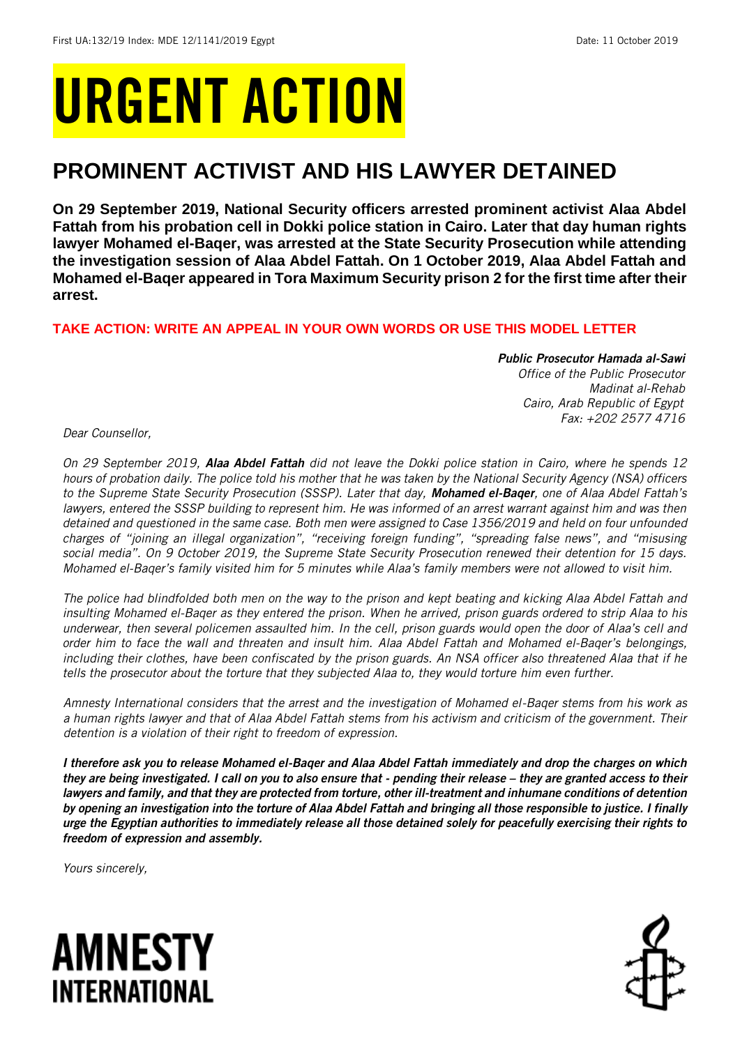First UA:132/19 Index: MDE 12/1141/2019 Egypt Date: 11 October 2019

# URGENT ACTION

## PROMINENT ACTIVIST AND HIS LAWYER DETAINED

**On 29 September 2019, National Security officers arrested prominent activist Alaa Abdel Fattah from his probation cell in Dokki police station in Cairo. Later that day human rights lawyer Mohamed el-Baqer, was arrested at the State Security Prosecution while attending the investigation session of Alaa Abdel Fattah. On 1 October 2019, Alaa Abdel Fattah and Mohamed el-Baqer appeared in Tora Maximum Security prison 2 for the first time after their arrest.**

**TAKE ACTION: WRITE AN APPEAL IN YOUR OWN WORDS OR USE THIS MODEL LETTER**

***Public Prosecutor Hamada al-Sawi***
*Office of the Public Prosecutor*
*Madinat al-Rehab*
*Cairo, Arab Republic of Egypt*
*Fax: +202 2577 4716*

*Dear Counsellor,*

*On 29 September 2019, **Alaa Abdel Fattah** did not leave the Dokki police station in Cairo, where he spends 12 hours of probation daily. The police told his mother that he was taken by the National Security Agency (NSA) officers to the Supreme State Security Prosecution (SSSP). Later that day, **Mohamed el-Baqer**, one of Alaa Abdel Fattah's lawyers, entered the SSSP building to represent him. He was informed of an arrest warrant against him and was then detained and questioned in the same case. Both men were assigned to Case 1356/2019 and held on four unfounded charges of "joining an illegal organization", "receiving foreign funding", "spreading false news", and "misusing social media". On 9 October 2019, the Supreme State Security Prosecution renewed their detention for 15 days. Mohamed el-Baqer's family visited him for 5 minutes while Alaa's family members were not allowed to visit him.*

*The police had blindfolded both men on the way to the prison and kept beating and kicking Alaa Abdel Fattah and insulting Mohamed el-Baqer as they entered the prison. When he arrived, prison guards ordered to strip Alaa to his underwear, then several policemen assaulted him. In the cell, prison guards would open the door of Alaa's cell and order him to face the wall and threaten and insult him. Alaa Abdel Fattah and Mohamed el-Baqer's belongings, including their clothes, have been confiscated by the prison guards. An NSA officer also threatened Alaa that if he tells the prosecutor about the torture that they subjected Alaa to, they would torture him even further.*

*Amnesty International considers that the arrest and the investigation of Mohamed el-Baqer stems from his work as a human rights lawyer and that of Alaa Abdel Fattah stems from his activism and criticism of the government. Their detention is a violation of their right to freedom of expression.*

***I therefore ask you to release Mohamed el-Baqer and Alaa Abdel Fattah immediately and drop the charges on which they are being investigated. I call on you to also ensure that - pending their release – they are granted access to their lawyers and family, and that they are protected from torture, other ill-treatment and inhumane conditions of detention by opening an investigation into the torture of Alaa Abdel Fattah and bringing all those responsible to justice. I finally urge the Egyptian authorities to immediately release all those detained solely for peacefully exercising their rights to freedom of expression and assembly.***

*Yours sincerely,*

**AMNESTY INTERNATIONAL**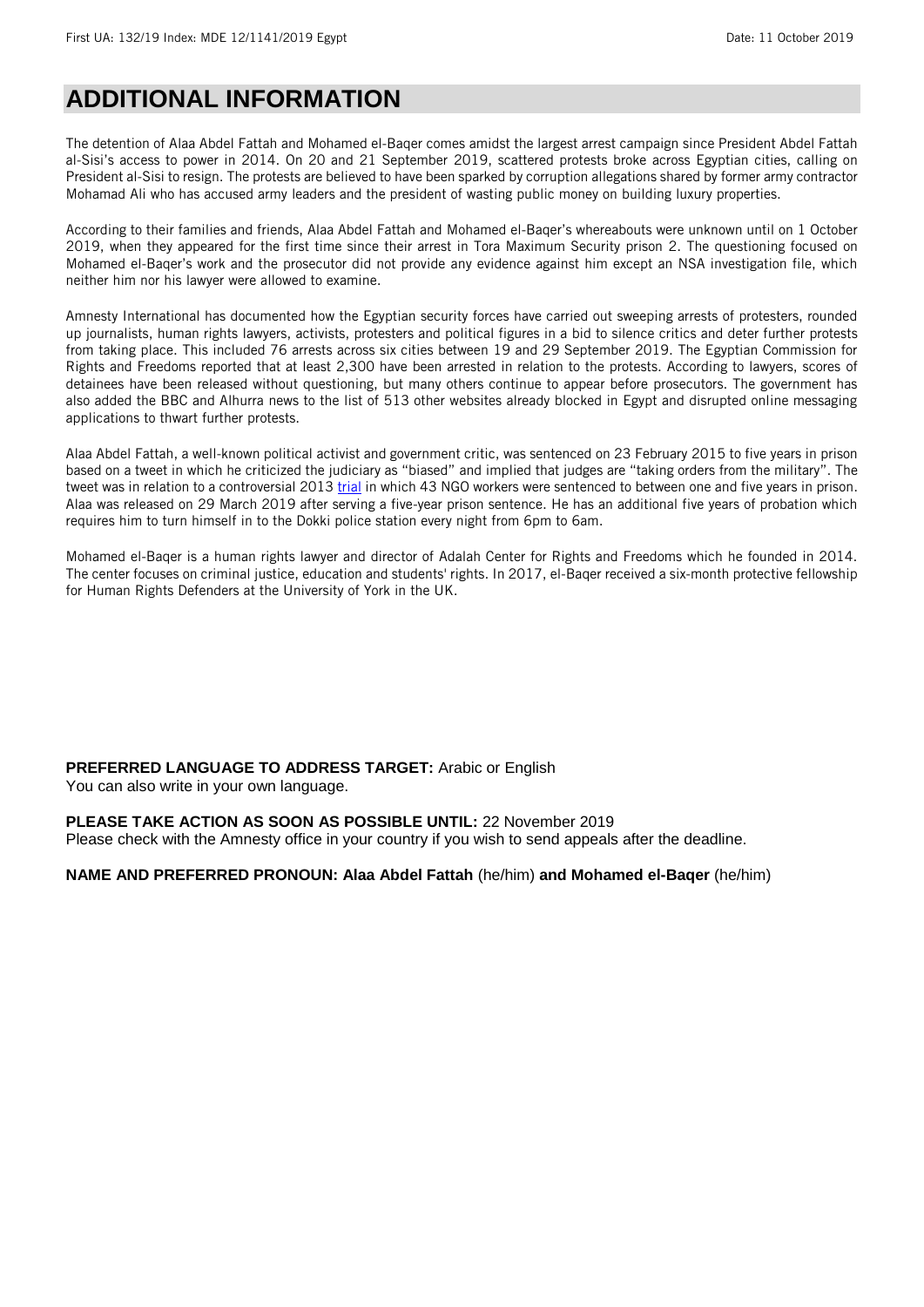# ADDITIONAL INFORMATION

The detention of Alaa Abdel Fattah and Mohamed el-Baqer comes amidst the largest arrest campaign since President Abdel Fattah al-Sisi's access to power in 2014. On 20 and 21 September 2019, scattered protests broke across Egyptian cities, calling on President al-Sisi to resign. The protests are believed to have been sparked by corruption allegations shared by former army contractor Mohamad Ali who has accused army leaders and the president of wasting public money on building luxury properties.

According to their families and friends, Alaa Abdel Fattah and Mohamed el-Baqer's whereabouts were unknown until on 1 October 2019, when they appeared for the first time since their arrest in Tora Maximum Security prison 2. The questioning focused on Mohamed el-Baqer's work and the prosecutor did not provide any evidence against him except an NSA investigation file, which neither him nor his lawyer were allowed to examine.

Amnesty International has documented how the Egyptian security forces have carried out sweeping arrests of protesters, rounded up journalists, human rights lawyers, activists, protesters and political figures in a bid to silence critics and deter further protests from taking place. This included 76 arrests across six cities between 19 and 29 September 2019. The Egyptian Commission for Rights and Freedoms reported that at least 2,300 have been arrested in relation to the protests. According to lawyers, scores of detainees have been released without questioning, but many others continue to appear before prosecutors. The government has also added the BBC and Alhurra news to the list of 513 other websites already blocked in Egypt and disrupted online messaging applications to thwart further protests.

Alaa Abdel Fattah, a well-known political activist and government critic, was sentenced on 23 February 2015 to five years in prison based on a tweet in which he criticized the judiciary as "biased" and implied that judges are "taking orders from the military". The tweet was in relation to a controversial 2013 trial in which 43 NGO workers were sentenced to between one and five years in prison. Alaa was released on 29 March 2019 after serving a five-year prison sentence. He has an additional five years of probation which requires him to turn himself in to the Dokki police station every night from 6pm to 6am.

Mohamed el-Baqer is a human rights lawyer and director of Adalah Center for Rights and Freedoms which he founded in 2014. The center focuses on criminal justice, education and students' rights. In 2017, el-Baqer received a six-month protective fellowship for Human Rights Defenders at the University of York in the UK.

**PREFERRED LANGUAGE TO ADDRESS TARGET:** Arabic or English
You can also write in your own language.

**PLEASE TAKE ACTION AS SOON AS POSSIBLE UNTIL:** 22 November 2019
Please check with the Amnesty office in your country if you wish to send appeals after the deadline.

**NAME AND PREFERRED PRONOUN: Alaa Abdel Fattah** (he/him) **and Mohamed el-Baqer** (he/him)